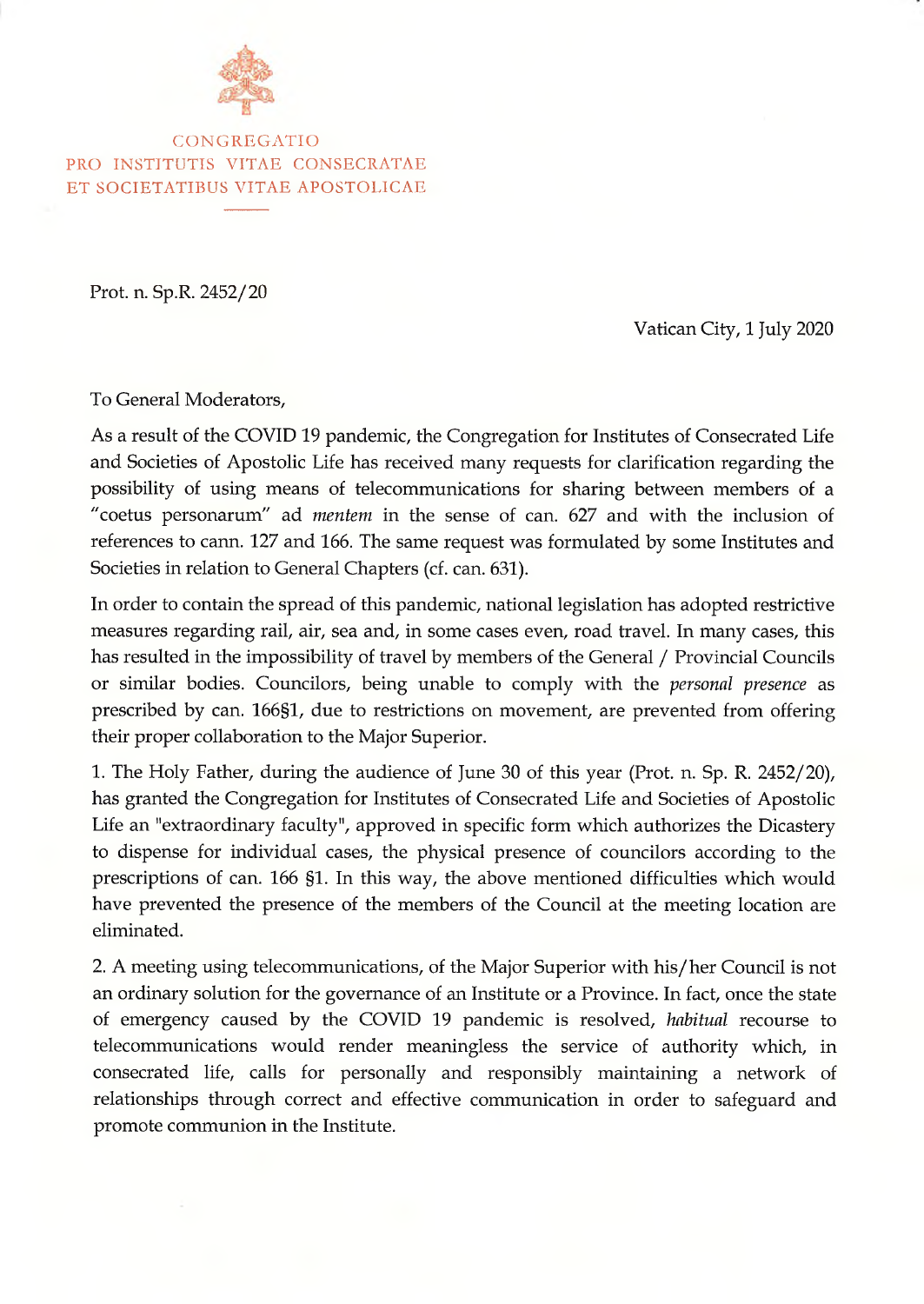CONGREGATIO
PRO INSTITUTIS VITAE CONSECRATAE
ET SOCIETATIBUS VITAE APOSTOLICAE

Prot. n. Sp.R. 2452/20

Vatican City, 1 July 2020

To General Moderators,

As a result of the COVID 19 pandemic, the Congregation for Institutes of Consecrated Life and Societies of Apostolic Life has received many requests for clarification regarding the possibility of using means of telecommunications for sharing between members of a "coetus personarum" ad *mentem* in the sense of can. 627 and with the inclusion of references to cann. 127 and 166. The same request was formulated by some Institutes and Societies in relation to General Chapters (cf. can. 631).

In order to contain the spread of this pandemic, national legislation has adopted restrictive measures regarding rail, air, sea and, in some cases even, road travel. In many cases, this has resulted in the impossibility of travel by members of the General / Provincial Councils or similar bodies. Councilors, being unable to comply with the *personal presence* as prescribed by can. 166§1, due to restrictions on movement, are prevented from offering their proper collaboration to the Major Superior.

1. The Holy Father, during the audience of June 30 of this year (Prot. n. Sp. R. 2452/20), has granted the Congregation for Institutes of Consecrated Life and Societies of Apostolic Life an "extraordinary faculty", approved in specific form which authorizes the Dicastery to dispense for individual cases, the physical presence of councilors according to the prescriptions of can. 166 §1. In this way, the above mentioned difficulties which would have prevented the presence of the members of the Council at the meeting location are eliminated.

2. A meeting using telecommunications, of the Major Superior with his/her Council is not an ordinary solution for the governance of an Institute or a Province. In fact, once the state of emergency caused by the COVID 19 pandemic is resolved, *habitual* recourse to telecommunications would render meaningless the service of authority which, in consecrated life, calls for personally and responsibly maintaining a network of relationships through correct and effective communication in order to safeguard and promote communion in the Institute.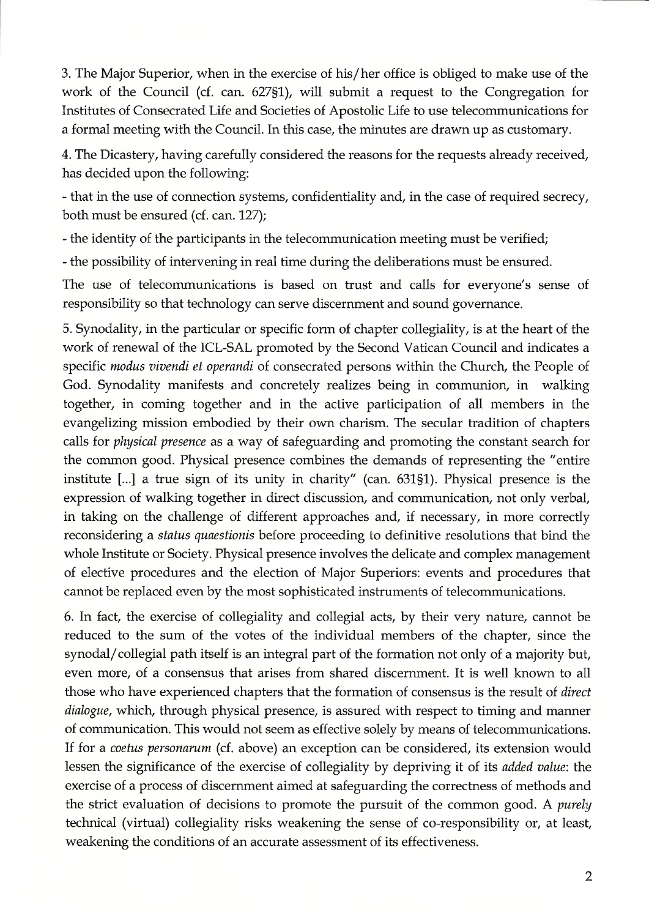3. The Major Superior, when in the exercise of his/her office is obliged to make use of the work of the Council (cf. can. 627§1), will submit a request to the Congregation for Institutes of Consecrated Life and Societies of Apostolic Life to use telecommunications for a formal meeting with the Council. In this case, the minutes are drawn up as customary.

4. The Dicastery, having carefully considered the reasons for the requests already received, has decided upon the following:

- that in the use of connection systems, confidentiality and, in the case of required secrecy, both must be ensured (cf. can. 127);
- the identity of the participants in the telecommunication meeting must be verified;
- the possibility of intervening in real time during the deliberations must be ensured.

The use of telecommunications is based on trust and calls for everyone's sense of responsibility so that technology can serve discernment and sound governance.

5. Synodality, in the particular or specific form of chapter collegiality, is at the heart of the work of renewal of the ICL-SAL promoted by the Second Vatican Council and indicates a specific *modus vivendi et operandi* of consecrated persons within the Church, the People of God. Synodality manifests and concretely realizes being in communion, in walking together, in coming together and in the active participation of all members in the evangelizing mission embodied by their own charism. The secular tradition of chapters calls for *physical presence* as a way of safeguarding and promoting the constant search for the common good. Physical presence combines the demands of representing the "entire institute [...] a true sign of its unity in charity" (can. 631§1). Physical presence is the expression of walking together in direct discussion, and communication, not only verbal, in taking on the challenge of different approaches and, if necessary, in more correctly reconsidering a *status quaestionis* before proceeding to definitive resolutions that bind the whole Institute or Society. Physical presence involves the delicate and complex management of elective procedures and the election of Major Superiors: events and procedures that cannot be replaced even by the most sophisticated instruments of telecommunications.

6. In fact, the exercise of collegiality and collegial acts, by their very nature, cannot be reduced to the sum of the votes of the individual members of the chapter, since the synodal/collegial path itself is an integral part of the formation not only of a majority but, even more, of a consensus that arises from shared discernment. It is well known to all those who have experienced chapters that the formation of consensus is the result of *direct dialogue*, which, through physical presence, is assured with respect to timing and manner of communication. This would not seem as effective solely by means of telecommunications. If for a *coetus personarum* (cf. above) an exception can be considered, its extension would lessen the significance of the exercise of collegiality by depriving it of its *added value*: the exercise of a process of discernment aimed at safeguarding the correctness of methods and the strict evaluation of decisions to promote the pursuit of the common good. A *purely* technical (virtual) collegiality risks weakening the sense of co-responsibility or, at least, weakening the conditions of an accurate assessment of its effectiveness.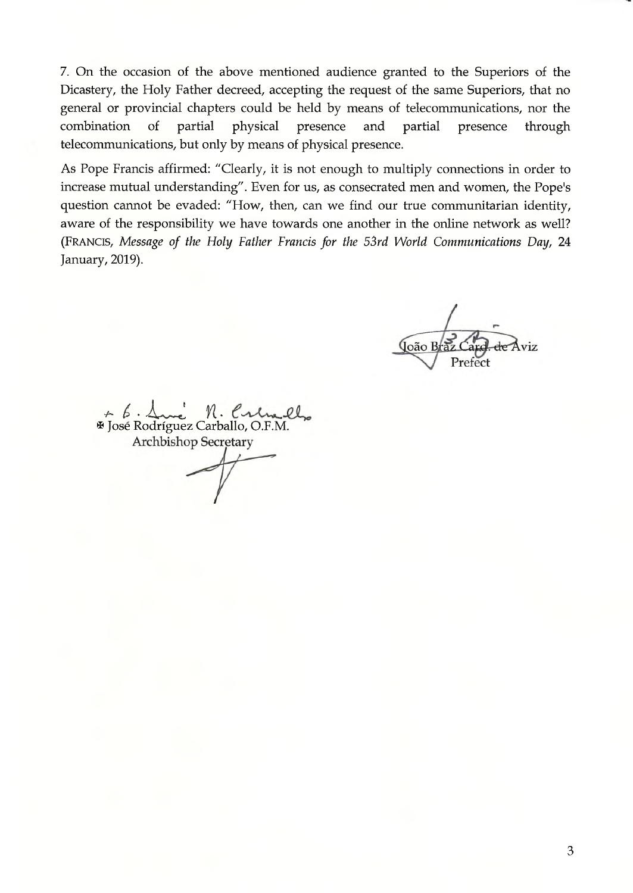7. On the occasion of the above mentioned audience granted to the Superiors of the Dicastery, the Holy Father decreed, accepting the request of the same Superiors, that no general or provincial chapters could be held by means of telecommunications, nor the combination of partial physical presence and partial presence through telecommunications, but only by means of physical presence.

As Pope Francis affirmed: "Clearly, it is not enough to multiply connections in order to increase mutual understanding". Even for us, as consecrated men and women, the Pope's question cannot be evaded: "How, then, can we find our true communitarian identity, aware of the responsibility we have towards one another in the online network as well? (FRANCIS, *Message of the Holy Father Francis for the 53rd World Communications Day,* 24 January, 2019).

João Braz Card. de Aviz
Prefect

✠ José Rodríguez Carballo, O.F.M.
Archbishop Secretary